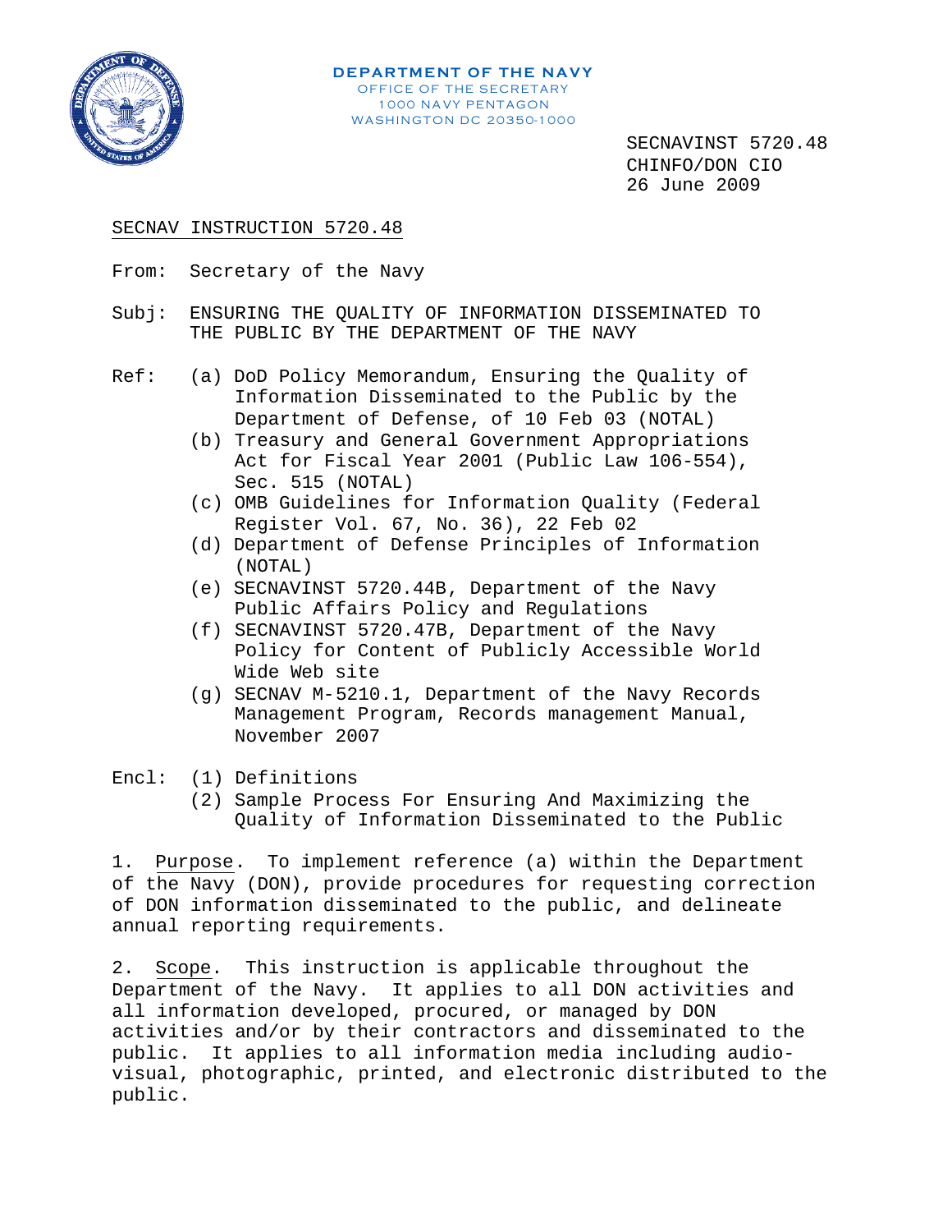**DEPARTMENT OF THE NAVY**
OFFICE OF THE SECRETARY
1000 NAVY PENTAGON
WASHINGTON DC 20350-1000

SECNAVINST 5720.48
CHINFO/DON CIO
26 June 2009

SECNAV INSTRUCTION 5720.48

From: Secretary of the Navy

Subj: ENSURING THE QUALITY OF INFORMATION DISSEMINATED TO THE PUBLIC BY THE DEPARTMENT OF THE NAVY

Ref:
(a) DoD Policy Memorandum, Ensuring the Quality of Information Disseminated to the Public by the Department of Defense, of 10 Feb 03 (NOTAL)
(b) Treasury and General Government Appropriations Act for Fiscal Year 2001 (Public Law 106-554), Sec. 515 (NOTAL)
(c) OMB Guidelines for Information Quality (Federal Register Vol. 67, No. 36), 22 Feb 02
(d) Department of Defense Principles of Information (NOTAL)
(e) SECNAVINST 5720.44B, Department of the Navy Public Affairs Policy and Regulations
(f) SECNAVINST 5720.47B, Department of the Navy Policy for Content of Publicly Accessible World Wide Web site
(g) SECNAV M-5210.1, Department of the Navy Records Management Program, Records management Manual, November 2007

Encl:
(1) Definitions
(2) Sample Process For Ensuring And Maximizing the Quality of Information Disseminated to the Public

1. Purpose. To implement reference (a) within the Department of the Navy (DON), provide procedures for requesting correction of DON information disseminated to the public, and delineate annual reporting requirements.

2. Scope. This instruction is applicable throughout the Department of the Navy. It applies to all DON activities and all information developed, procured, or managed by DON activities and/or by their contractors and disseminated to the public. It applies to all information media including audio-visual, photographic, printed, and electronic distributed to the public.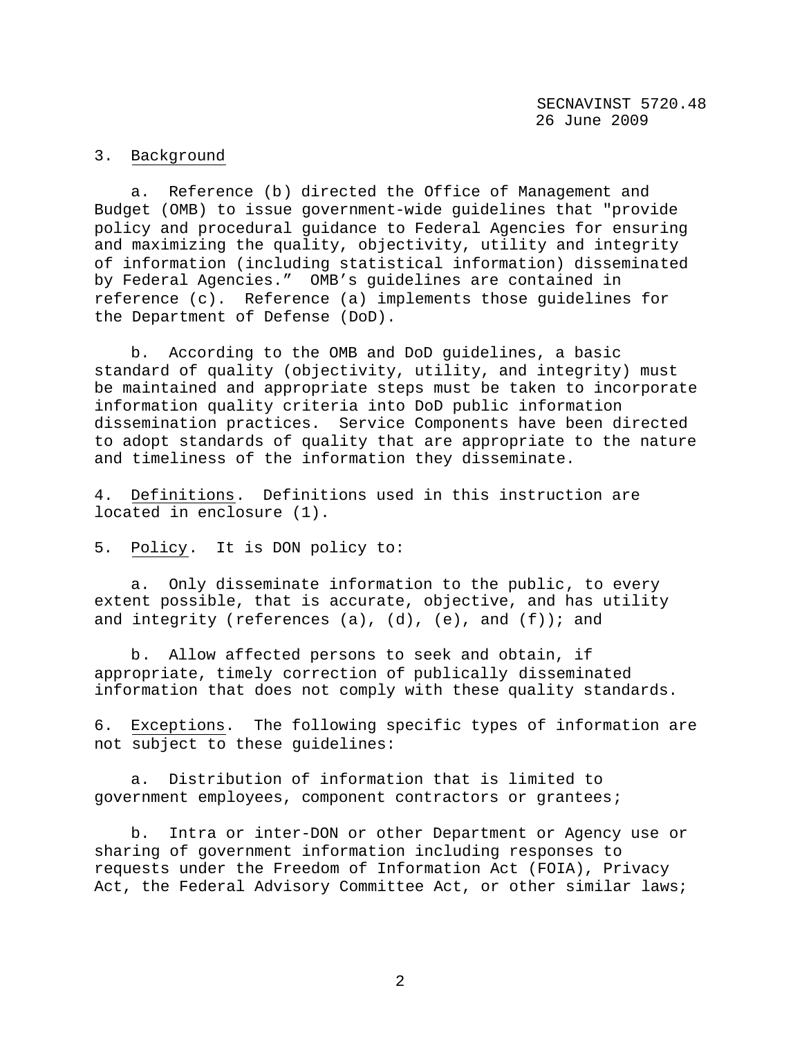3. Background

a. Reference (b) directed the Office of Management and Budget (OMB) to issue government-wide guidelines that "provide policy and procedural guidance to Federal Agencies for ensuring and maximizing the quality, objectivity, utility and integrity of information (including statistical information) disseminated by Federal Agencies." OMB's guidelines are contained in reference (c). Reference (a) implements those guidelines for the Department of Defense (DoD).

b. According to the OMB and DoD guidelines, a basic standard of quality (objectivity, utility, and integrity) must be maintained and appropriate steps must be taken to incorporate information quality criteria into DoD public information dissemination practices. Service Components have been directed to adopt standards of quality that are appropriate to the nature and timeliness of the information they disseminate.

4. Definitions. Definitions used in this instruction are located in enclosure (1).

5. Policy. It is DON policy to:

a. Only disseminate information to the public, to every extent possible, that is accurate, objective, and has utility and integrity (references (a), (d), (e), and (f)); and

b. Allow affected persons to seek and obtain, if appropriate, timely correction of publically disseminated information that does not comply with these quality standards.

6. Exceptions. The following specific types of information are not subject to these guidelines:

a. Distribution of information that is limited to government employees, component contractors or grantees;

b. Intra or inter-DON or other Department or Agency use or sharing of government information including responses to requests under the Freedom of Information Act (FOIA), Privacy Act, the Federal Advisory Committee Act, or other similar laws;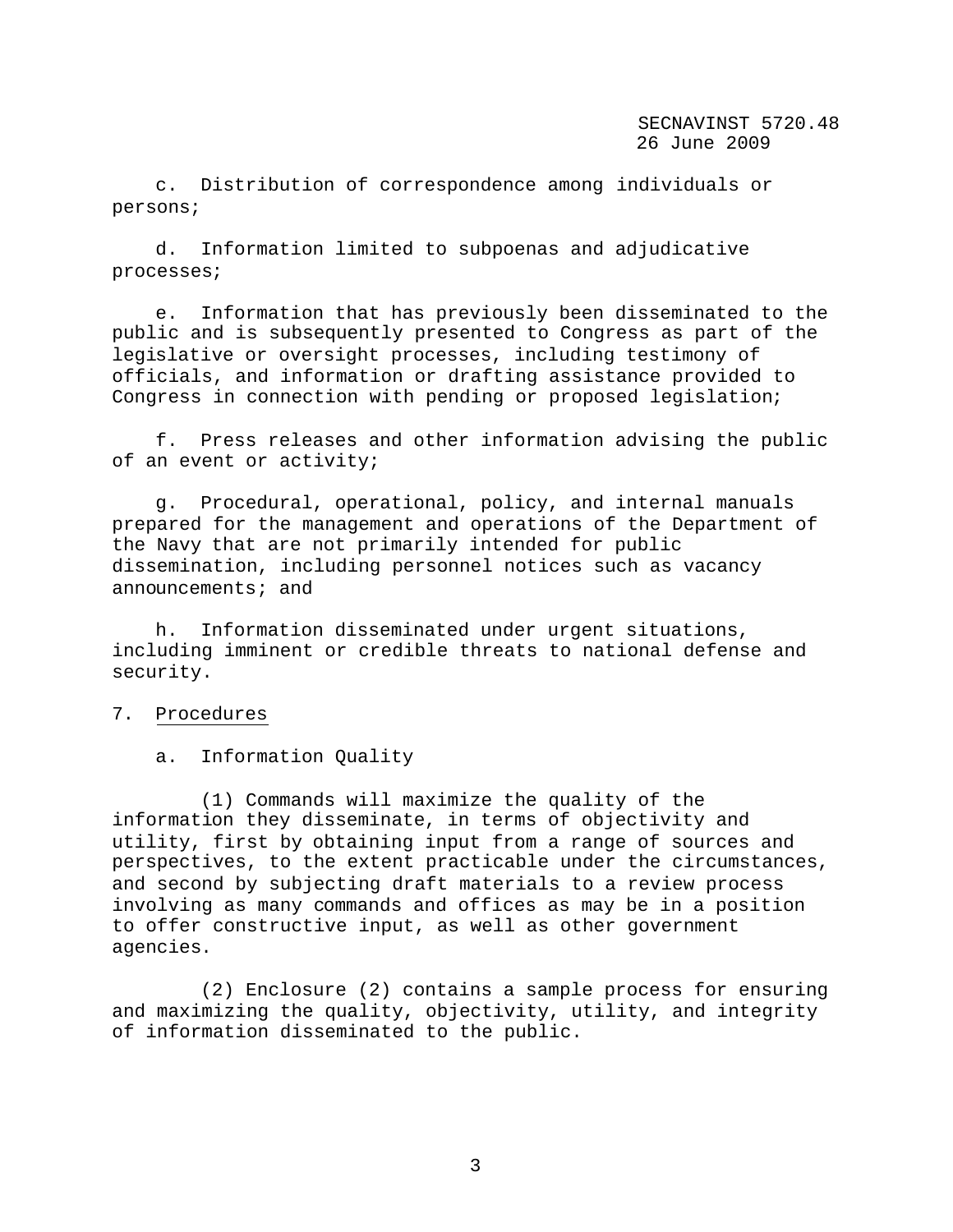c. Distribution of correspondence among individuals or persons;

d. Information limited to subpoenas and adjudicative processes;

e. Information that has previously been disseminated to the public and is subsequently presented to Congress as part of the legislative or oversight processes, including testimony of officials, and information or drafting assistance provided to Congress in connection with pending or proposed legislation;

f. Press releases and other information advising the public of an event or activity;

g. Procedural, operational, policy, and internal manuals prepared for the management and operations of the Department of the Navy that are not primarily intended for public dissemination, including personnel notices such as vacancy announcements; and

h. Information disseminated under urgent situations, including imminent or credible threats to national defense and security.

7. Procedures

a. Information Quality

(1) Commands will maximize the quality of the information they disseminate, in terms of objectivity and utility, first by obtaining input from a range of sources and perspectives, to the extent practicable under the circumstances, and second by subjecting draft materials to a review process involving as many commands and offices as may be in a position to offer constructive input, as well as other government agencies.

(2) Enclosure (2) contains a sample process for ensuring and maximizing the quality, objectivity, utility, and integrity of information disseminated to the public.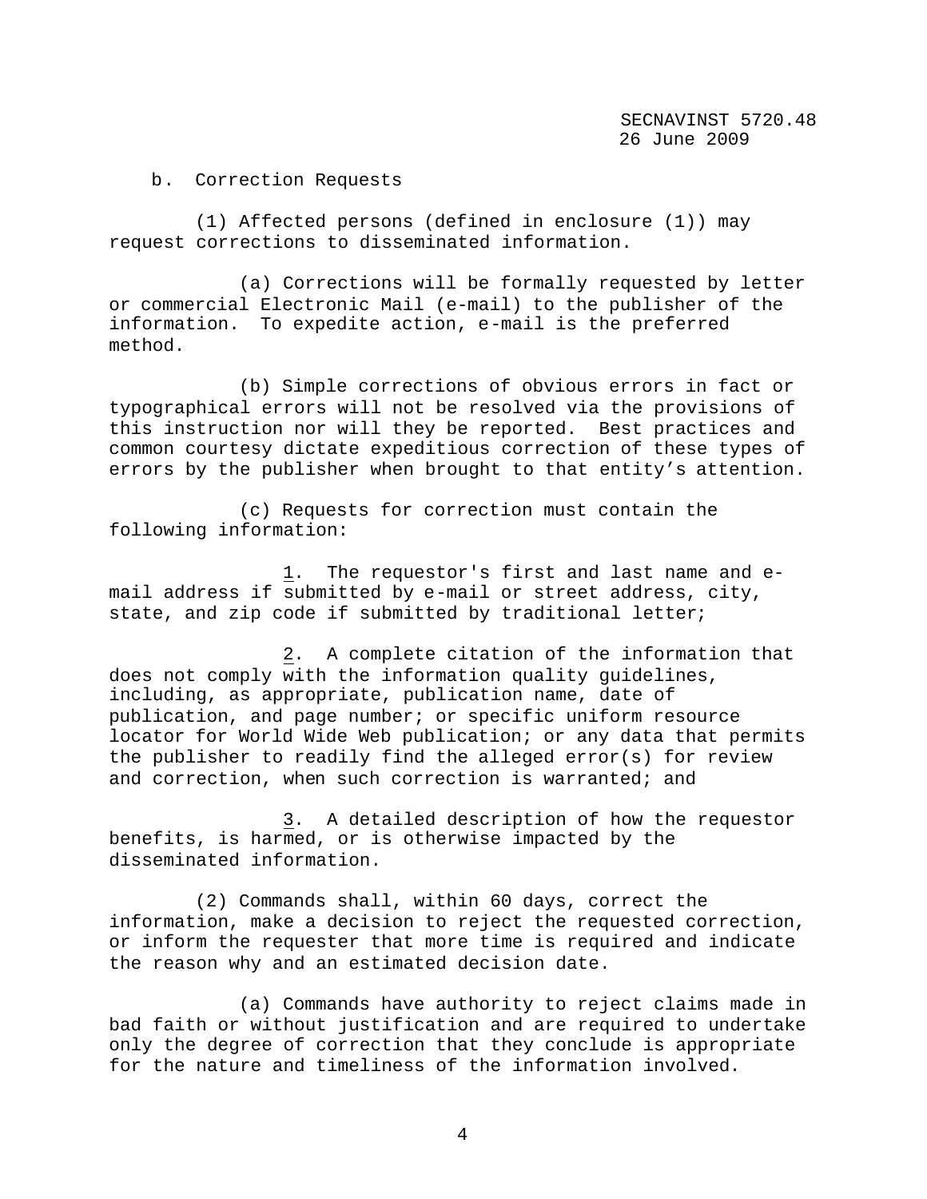b. Correction Requests

(1) Affected persons (defined in enclosure (1)) may request corrections to disseminated information.

(a) Corrections will be formally requested by letter or commercial Electronic Mail (e-mail) to the publisher of the information. To expedite action, e-mail is the preferred method.

(b) Simple corrections of obvious errors in fact or typographical errors will not be resolved via the provisions of this instruction nor will they be reported. Best practices and common courtesy dictate expeditious correction of these types of errors by the publisher when brought to that entity's attention.

(c) Requests for correction must contain the following information:

1. The requestor's first and last name and e-mail address if submitted by e-mail or street address, city, state, and zip code if submitted by traditional letter;

2. A complete citation of the information that does not comply with the information quality guidelines, including, as appropriate, publication name, date of publication, and page number; or specific uniform resource locator for World Wide Web publication; or any data that permits the publisher to readily find the alleged error(s) for review and correction, when such correction is warranted; and

3. A detailed description of how the requestor benefits, is harmed, or is otherwise impacted by the disseminated information.

(2) Commands shall, within 60 days, correct the information, make a decision to reject the requested correction, or inform the requester that more time is required and indicate the reason why and an estimated decision date.

(a) Commands have authority to reject claims made in bad faith or without justification and are required to undertake only the degree of correction that they conclude is appropriate for the nature and timeliness of the information involved.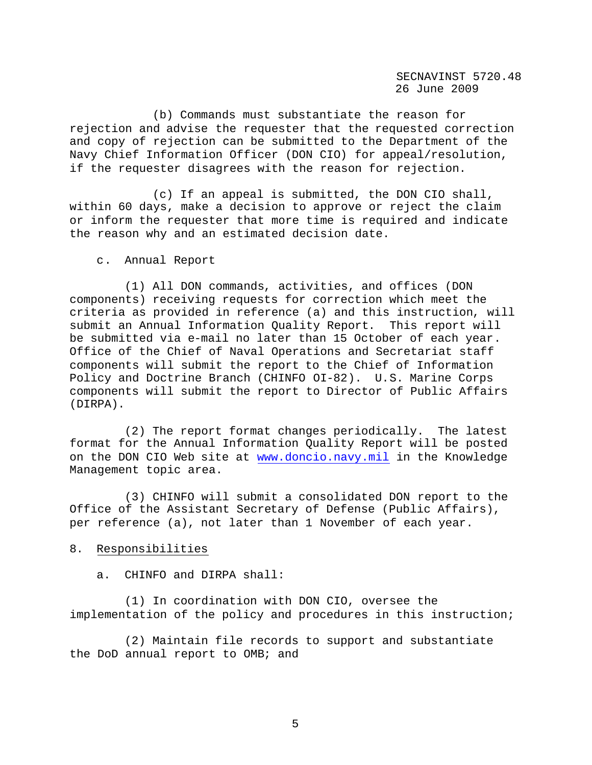(b) Commands must substantiate the reason for rejection and advise the requester that the requested correction and copy of rejection can be submitted to the Department of the Navy Chief Information Officer (DON CIO) for appeal/resolution, if the requester disagrees with the reason for rejection.

(c) If an appeal is submitted, the DON CIO shall, within 60 days, make a decision to approve or reject the claim or inform the requester that more time is required and indicate the reason why and an estimated decision date.

c. Annual Report

(1) All DON commands, activities, and offices (DON components) receiving requests for correction which meet the criteria as provided in reference (a) and this instruction, will submit an Annual Information Quality Report. This report will be submitted via e-mail no later than 15 October of each year. Office of the Chief of Naval Operations and Secretariat staff components will submit the report to the Chief of Information Policy and Doctrine Branch (CHINFO OI-82). U.S. Marine Corps components will submit the report to Director of Public Affairs (DIRPA).

(2) The report format changes periodically. The latest format for the Annual Information Quality Report will be posted on the DON CIO Web site at www.doncio.navy.mil in the Knowledge Management topic area.

(3) CHINFO will submit a consolidated DON report to the Office of the Assistant Secretary of Defense (Public Affairs), per reference (a), not later than 1 November of each year.

8. <u>Responsibilities</u>

a. CHINFO and DIRPA shall:

(1) In coordination with DON CIO, oversee the implementation of the policy and procedures in this instruction;

(2) Maintain file records to support and substantiate the DoD annual report to OMB; and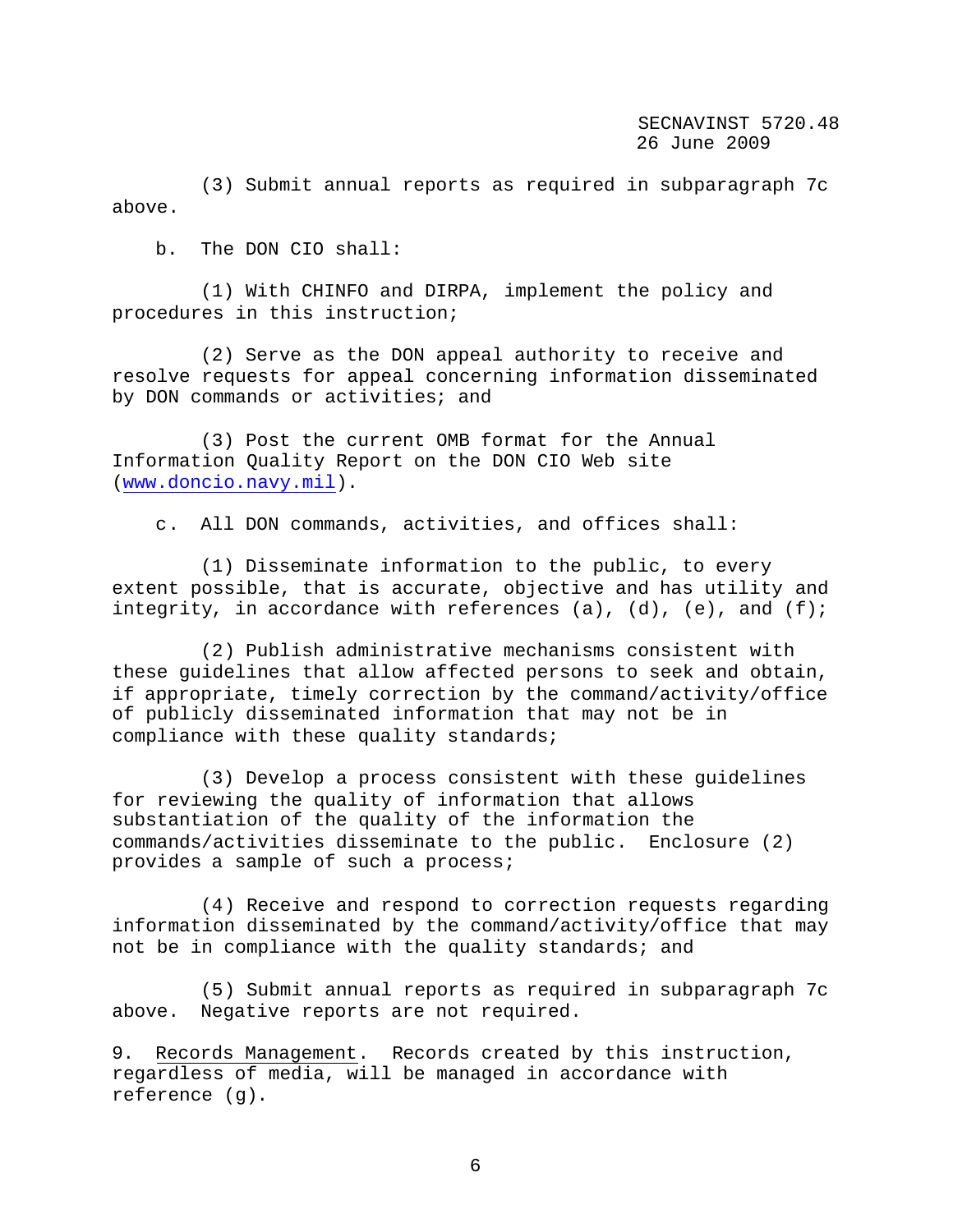(3) Submit annual reports as required in subparagraph 7c above.

b. The DON CIO shall:

(1) With CHINFO and DIRPA, implement the policy and procedures in this instruction;

(2) Serve as the DON appeal authority to receive and resolve requests for appeal concerning information disseminated by DON commands or activities; and

(3) Post the current OMB format for the Annual Information Quality Report on the DON CIO Web site (www.doncio.navy.mil).

c. All DON commands, activities, and offices shall:

(1) Disseminate information to the public, to every extent possible, that is accurate, objective and has utility and integrity, in accordance with references (a), (d), (e), and (f);

(2) Publish administrative mechanisms consistent with these guidelines that allow affected persons to seek and obtain, if appropriate, timely correction by the command/activity/office of publicly disseminated information that may not be in compliance with these quality standards;

(3) Develop a process consistent with these guidelines for reviewing the quality of information that allows substantiation of the quality of the information the commands/activities disseminate to the public. Enclosure (2) provides a sample of such a process;

(4) Receive and respond to correction requests regarding information disseminated by the command/activity/office that may not be in compliance with the quality standards; and

(5) Submit annual reports as required in subparagraph 7c above. Negative reports are not required.

9. Records Management. Records created by this instruction, regardless of media, will be managed in accordance with reference (g).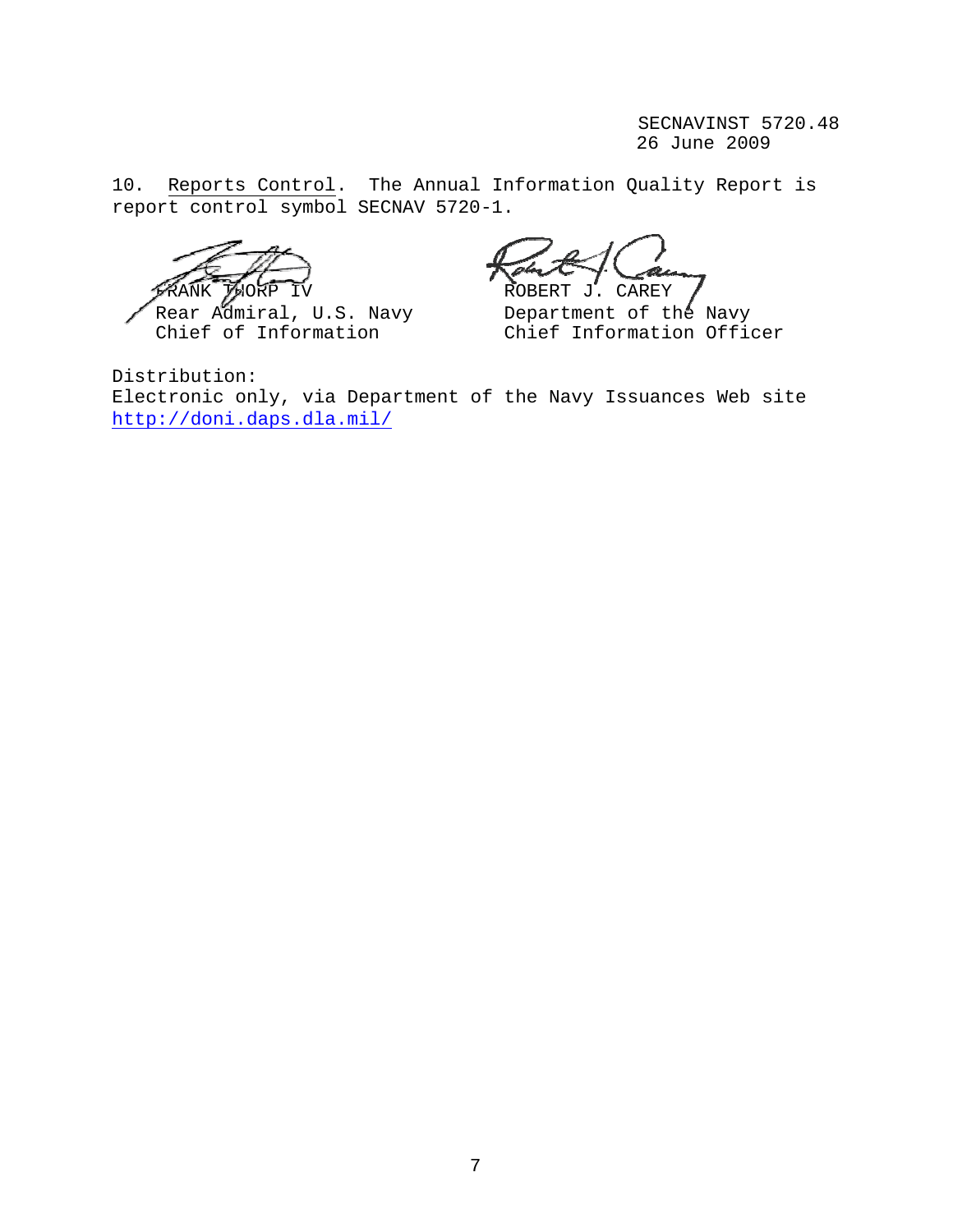10. Reports Control. The Annual Information Quality Report is report control symbol SECNAV 5720-1.

FRANK THORP IV
Rear Admiral, U.S. Navy
Chief of Information

ROBERT J. CAREY
Department of the Navy
Chief Information Officer

Distribution:
Electronic only, via Department of the Navy Issuances Web site
http://doni.daps.dla.mil/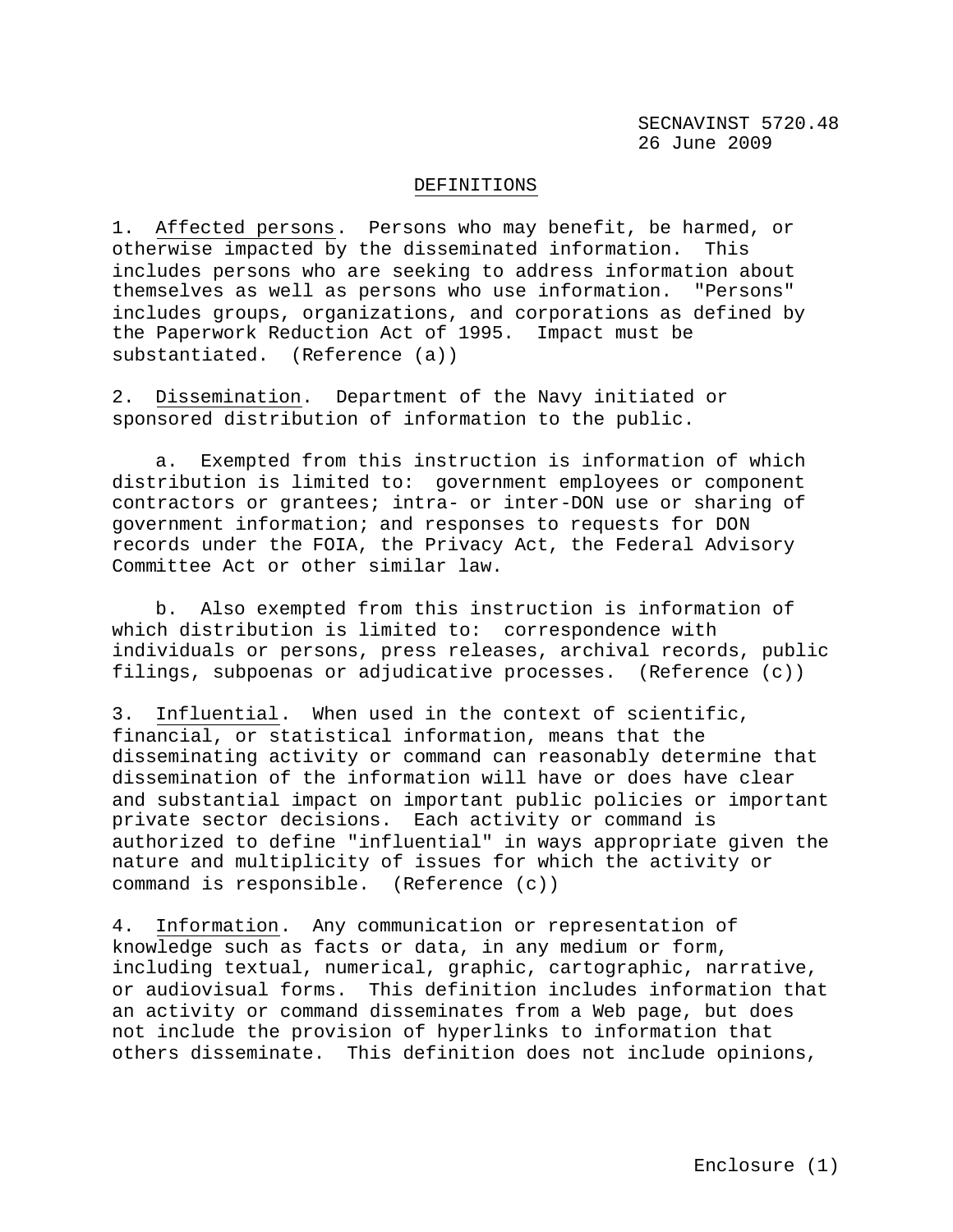## DEFINITIONS

1. Affected persons. Persons who may benefit, be harmed, or otherwise impacted by the disseminated information. This includes persons who are seeking to address information about themselves as well as persons who use information. "Persons" includes groups, organizations, and corporations as defined by the Paperwork Reduction Act of 1995. Impact must be substantiated. (Reference (a))

2. Dissemination. Department of the Navy initiated or sponsored distribution of information to the public.

   a. Exempted from this instruction is information of which distribution is limited to: government employees or component contractors or grantees; intra- or inter-DON use or sharing of government information; and responses to requests for DON records under the FOIA, the Privacy Act, the Federal Advisory Committee Act or other similar law.

   b. Also exempted from this instruction is information of which distribution is limited to: correspondence with individuals or persons, press releases, archival records, public filings, subpoenas or adjudicative processes. (Reference (c))

3. Influential. When used in the context of scientific, financial, or statistical information, means that the disseminating activity or command can reasonably determine that dissemination of the information will have or does have clear and substantial impact on important public policies or important private sector decisions. Each activity or command is authorized to define "influential" in ways appropriate given the nature and multiplicity of issues for which the activity or command is responsible. (Reference (c))

4. Information. Any communication or representation of knowledge such as facts or data, in any medium or form, including textual, numerical, graphic, cartographic, narrative, or audiovisual forms. This definition includes information that an activity or command disseminates from a Web page, but does not include the provision of hyperlinks to information that others disseminate. This definition does not include opinions,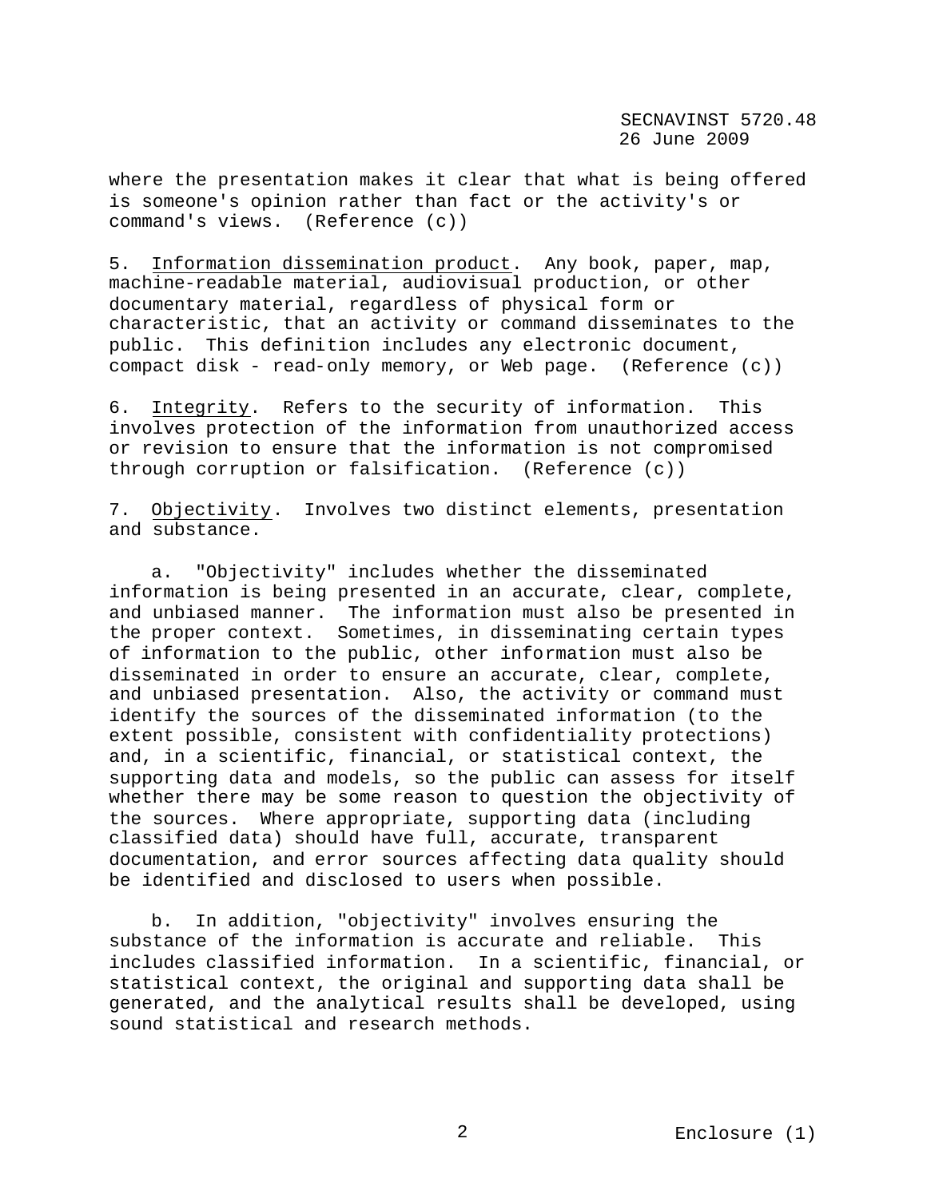where the presentation makes it clear that what is being offered is someone's opinion rather than fact or the activity's or command's views. (Reference (c))

5. Information dissemination product. Any book, paper, map, machine-readable material, audiovisual production, or other documentary material, regardless of physical form or characteristic, that an activity or command disseminates to the public. This definition includes any electronic document, compact disk - read-only memory, or Web page. (Reference (c))

6. Integrity. Refers to the security of information. This involves protection of the information from unauthorized access or revision to ensure that the information is not compromised through corruption or falsification. (Reference (c))

7. Objectivity. Involves two distinct elements, presentation and substance.

a. "Objectivity" includes whether the disseminated information is being presented in an accurate, clear, complete, and unbiased manner. The information must also be presented in the proper context. Sometimes, in disseminating certain types of information to the public, other information must also be disseminated in order to ensure an accurate, clear, complete, and unbiased presentation. Also, the activity or command must identify the sources of the disseminated information (to the extent possible, consistent with confidentiality protections) and, in a scientific, financial, or statistical context, the supporting data and models, so the public can assess for itself whether there may be some reason to question the objectivity of the sources. Where appropriate, supporting data (including classified data) should have full, accurate, transparent documentation, and error sources affecting data quality should be identified and disclosed to users when possible.

b. In addition, "objectivity" involves ensuring the substance of the information is accurate and reliable. This includes classified information. In a scientific, financial, or statistical context, the original and supporting data shall be generated, and the analytical results shall be developed, using sound statistical and research methods.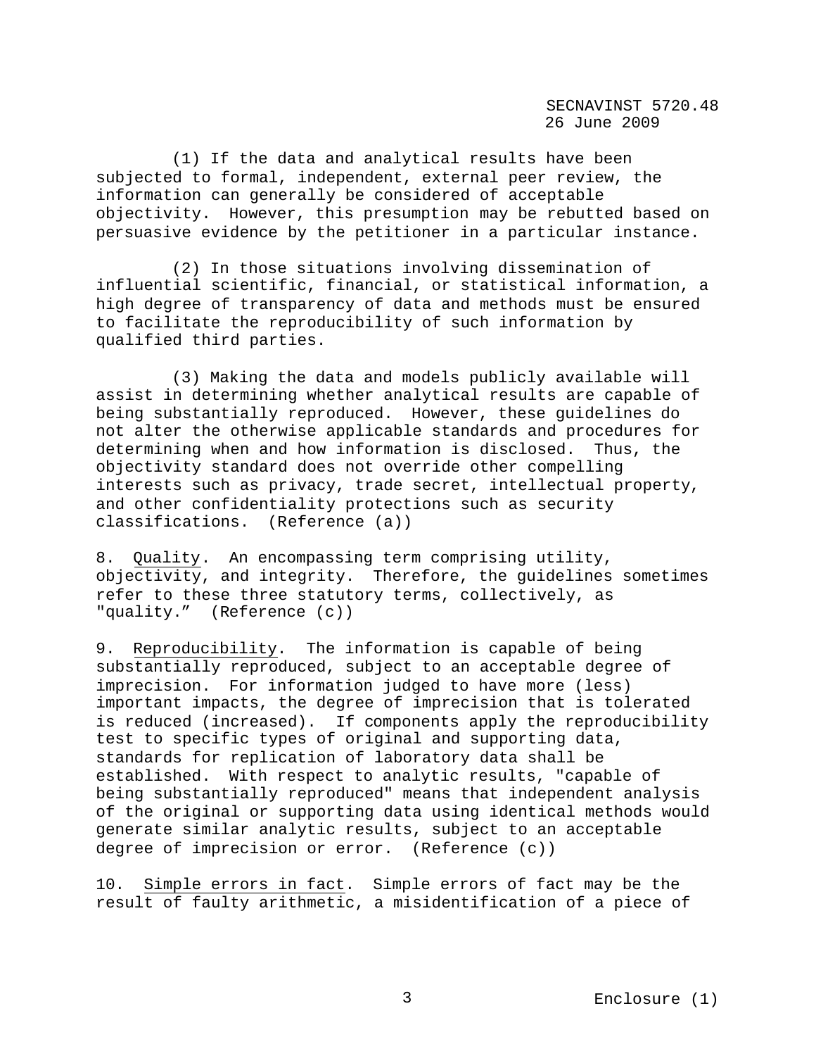(1) If the data and analytical results have been subjected to formal, independent, external peer review, the information can generally be considered of acceptable objectivity. However, this presumption may be rebutted based on persuasive evidence by the petitioner in a particular instance.

(2) In those situations involving dissemination of influential scientific, financial, or statistical information, a high degree of transparency of data and methods must be ensured to facilitate the reproducibility of such information by qualified third parties.

(3) Making the data and models publicly available will assist in determining whether analytical results are capable of being substantially reproduced. However, these guidelines do not alter the otherwise applicable standards and procedures for determining when and how information is disclosed. Thus, the objectivity standard does not override other compelling interests such as privacy, trade secret, intellectual property, and other confidentiality protections such as security classifications. (Reference (a))

8. Quality. An encompassing term comprising utility, objectivity, and integrity. Therefore, the guidelines sometimes refer to these three statutory terms, collectively, as "quality." (Reference (c))

9. Reproducibility. The information is capable of being substantially reproduced, subject to an acceptable degree of imprecision. For information judged to have more (less) important impacts, the degree of imprecision that is tolerated is reduced (increased). If components apply the reproducibility test to specific types of original and supporting data, standards for replication of laboratory data shall be established. With respect to analytic results, "capable of being substantially reproduced" means that independent analysis of the original or supporting data using identical methods would generate similar analytic results, subject to an acceptable degree of imprecision or error. (Reference (c))

10. Simple errors in fact. Simple errors of fact may be the result of faulty arithmetic, a misidentification of a piece of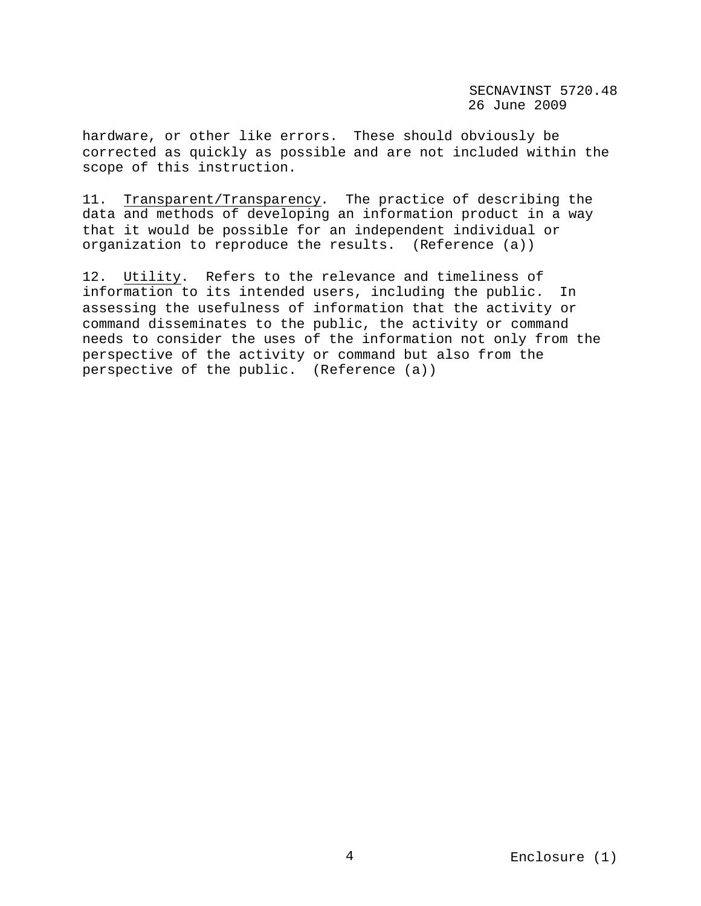hardware, or other like errors. These should obviously be corrected as quickly as possible and are not included within the scope of this instruction.

11. Transparent/Transparency. The practice of describing the data and methods of developing an information product in a way that it would be possible for an independent individual or organization to reproduce the results. (Reference (a))

12. Utility. Refers to the relevance and timeliness of information to its intended users, including the public. In assessing the usefulness of information that the activity or command disseminates to the public, the activity or command needs to consider the uses of the information not only from the perspective of the activity or command but also from the perspective of the public. (Reference (a))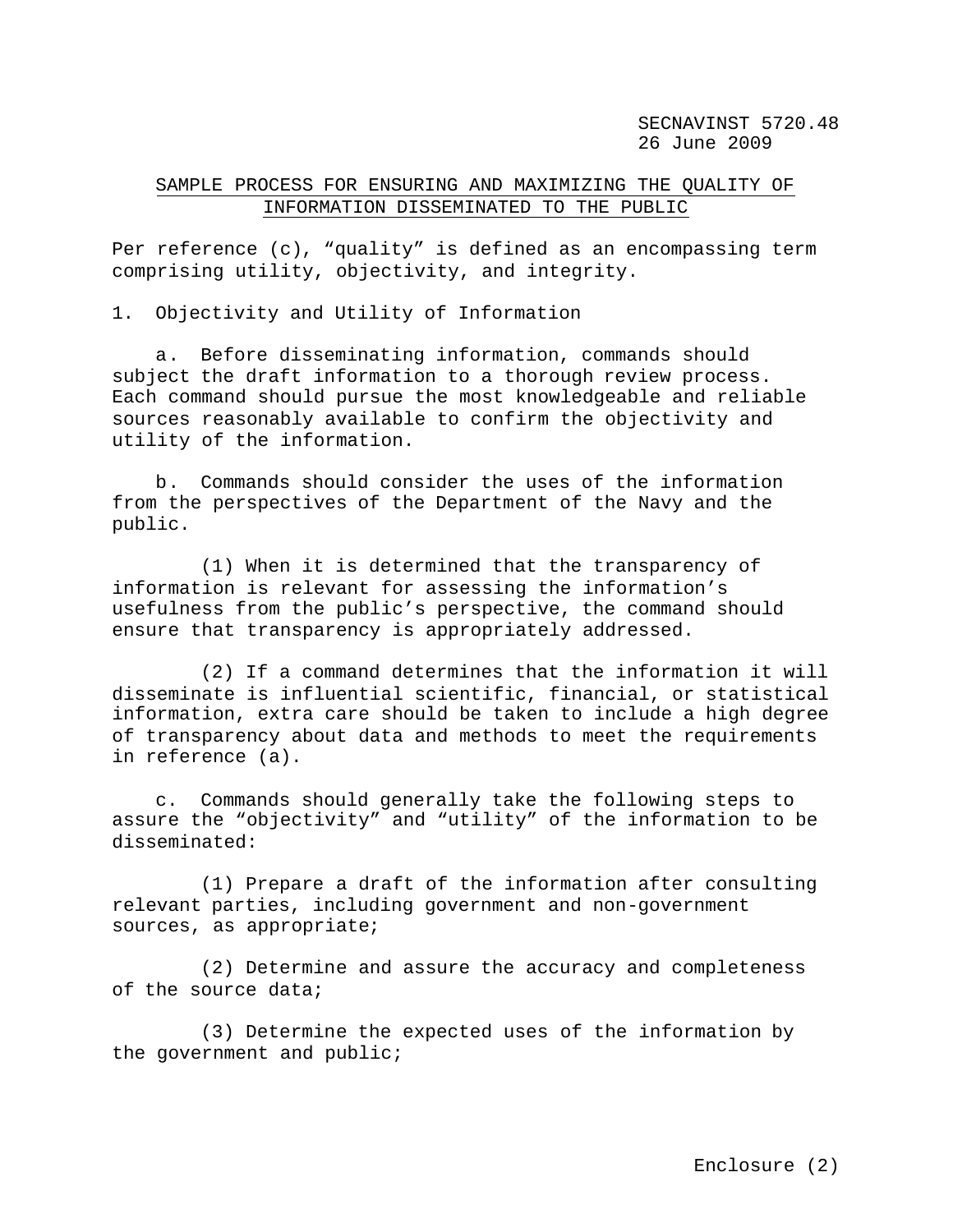## SAMPLE PROCESS FOR ENSURING AND MAXIMIZING THE QUALITY OF INFORMATION DISSEMINATED TO THE PUBLIC

Per reference (c), "quality" is defined as an encompassing term comprising utility, objectivity, and integrity.

1. Objectivity and Utility of Information

a. Before disseminating information, commands should subject the draft information to a thorough review process. Each command should pursue the most knowledgeable and reliable sources reasonably available to confirm the objectivity and utility of the information.

b. Commands should consider the uses of the information from the perspectives of the Department of the Navy and the public.

(1) When it is determined that the transparency of information is relevant for assessing the information's usefulness from the public's perspective, the command should ensure that transparency is appropriately addressed.

(2) If a command determines that the information it will disseminate is influential scientific, financial, or statistical information, extra care should be taken to include a high degree of transparency about data and methods to meet the requirements in reference (a).

c. Commands should generally take the following steps to assure the "objectivity" and "utility" of the information to be disseminated:

(1) Prepare a draft of the information after consulting relevant parties, including government and non-government sources, as appropriate;

(2) Determine and assure the accuracy and completeness of the source data;

(3) Determine the expected uses of the information by the government and public;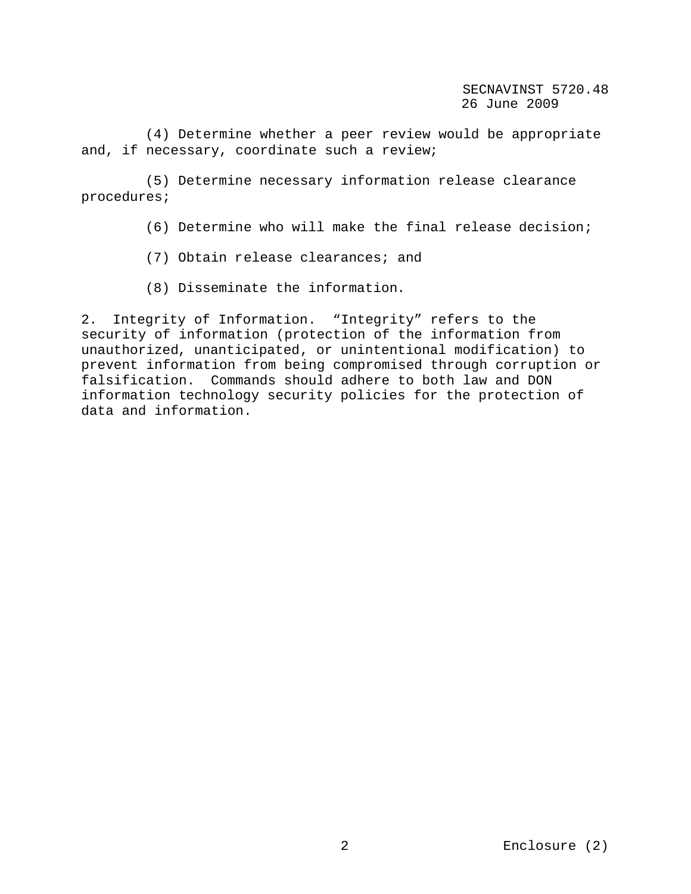(4) Determine whether a peer review would be appropriate and, if necessary, coordinate such a review;

(5) Determine necessary information release clearance procedures;

(6) Determine who will make the final release decision;

(7) Obtain release clearances; and

(8) Disseminate the information.

2. Integrity of Information. “Integrity” refers to the security of information (protection of the information from unauthorized, unanticipated, or unintentional modification) to prevent information from being compromised through corruption or falsification. Commands should adhere to both law and DON information technology security policies for the protection of data and information.